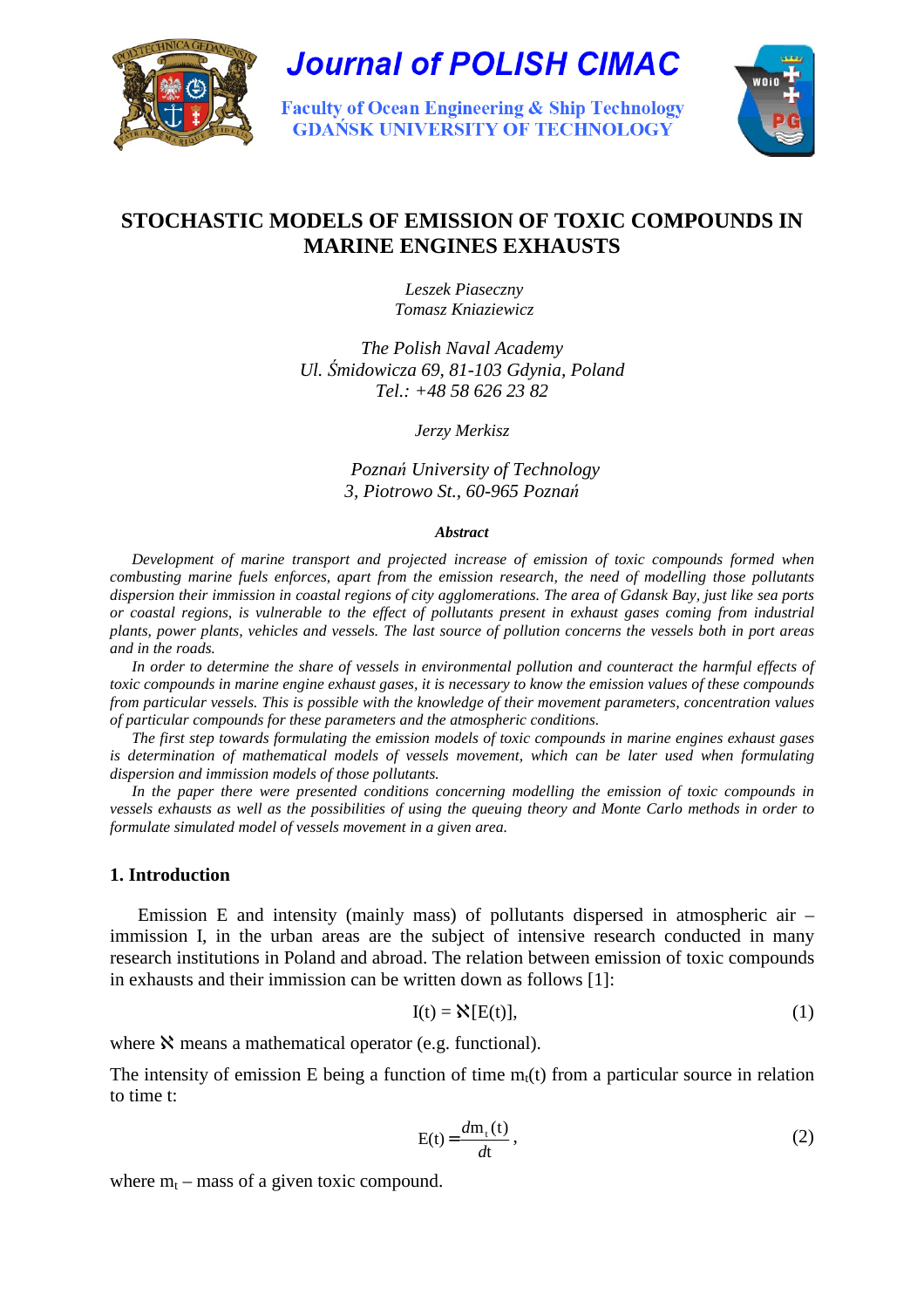# STOCHASTIC MODELS OF EMISSION OF TOXIC COMPOUNDS IN MARINE ENGINES EXHAUSTS

*Leszek Piaseczny*
*Tomasz Kniaziewicz*

*The Polish Naval Academy*
*Ul. Śmidowicza 69, 81-103 Gdynia, Poland*
*Tel.: +48 58 626 23 82*

*Jerzy Merkisz*

*Poznań University of Technology*
*3, Piotrowo St., 60-965 Poznań*

***Abstract***

*Development of marine transport and projected increase of emission of toxic compounds formed when combusting marine fuels enforces, apart from the emission research, the need of modelling those pollutants dispersion their immission in coastal regions of city agglomerations. The area of Gdansk Bay, just like sea ports or coastal regions, is vulnerable to the effect of pollutants present in exhaust gases coming from industrial plants, power plants, vehicles and vessels. The last source of pollution concerns the vessels both in port areas and in the roads.*

*In order to determine the share of vessels in environmental pollution and counteract the harmful effects of toxic compounds in marine engine exhaust gases, it is necessary to know the emission values of these compounds from particular vessels. This is possible with the knowledge of their movement parameters, concentration values of particular compounds for these parameters and the atmospheric conditions.*

*The first step towards formulating the emission models of toxic compounds in marine engines exhaust gases is determination of mathematical models of vessels movement, which can be later used when formulating dispersion and immission models of those pollutants.*

*In the paper there were presented conditions concerning modelling the emission of toxic compounds in vessels exhausts as well as the possibilities of using the queuing theory and Monte Carlo methods in order to formulate simulated model of vessels movement in a given area.*

## 1. Introduction

Emission E and intensity (mainly mass) of pollutants dispersed in atmospheric air – immission I, in the urban areas are the subject of intensive research conducted in many research institutions in Poland and abroad. The relation between emission of toxic compounds in exhausts and their immission can be written down as follows [1]:

$$I(t) = \aleph[E(t)], \tag{1}$$

where $\aleph$ means a mathematical operator (e.g. functional).

The intensity of emission E being a function of time $m_t(t)$ from a particular source in relation to time t:

$$E(t) = \frac{dm_t(t)}{dt}, \tag{2}$$

where $m_t$ – mass of a given toxic compound.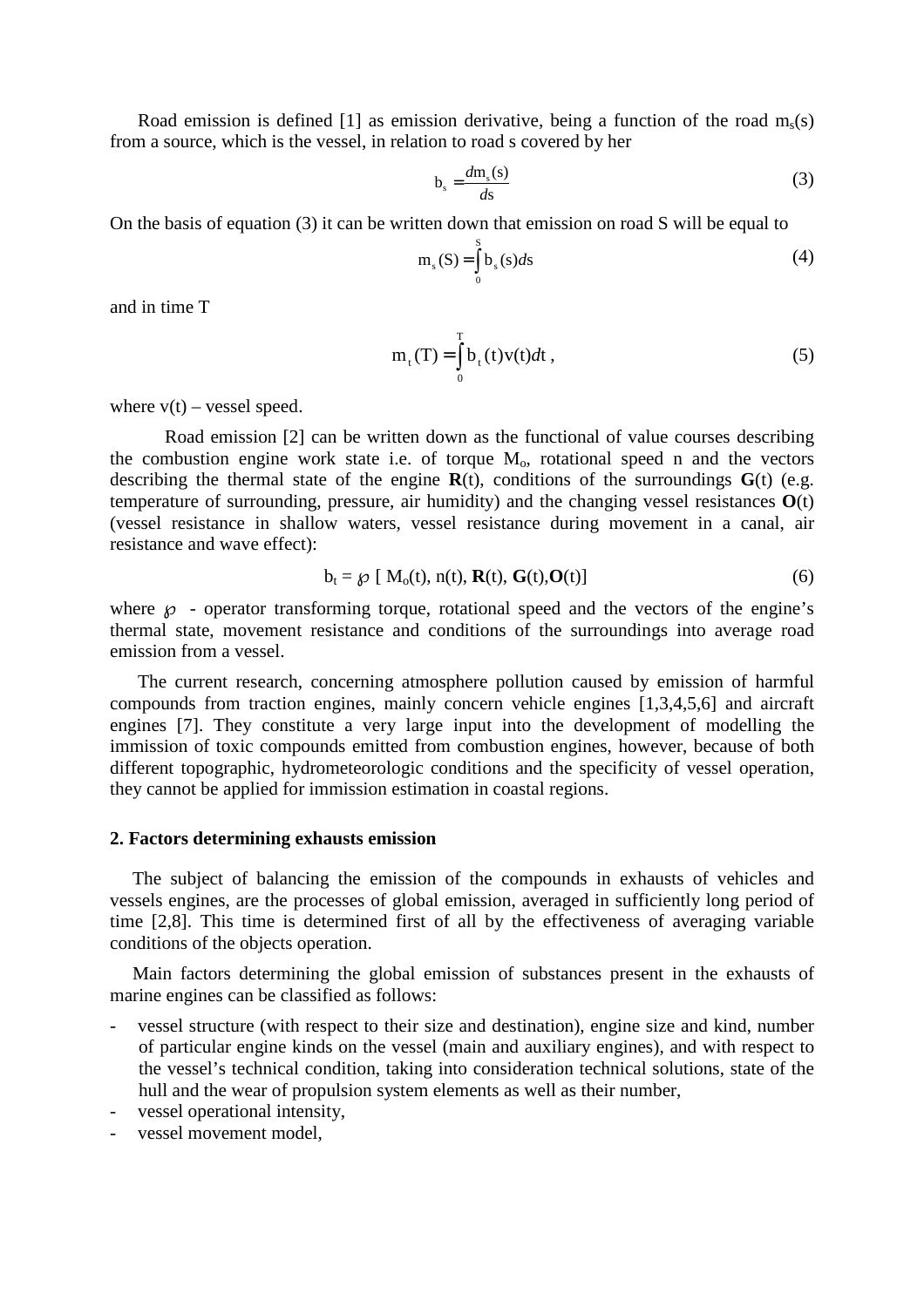Road emission is defined [1] as emission derivative, being a function of the road $m_s(s)$ from a source, which is the vessel, in relation to road s covered by her

$$b_s = \frac{dm_s(s)}{ds} \tag{3}$$

On the basis of equation (3) it can be written down that emission on road S will be equal to

$$m_s(S) = \int_0^S b_s(s)ds \tag{4}$$

and in time T

$$m_t(T) = \int_0^T b_t(t)v(t)dt\,, \tag{5}$$

where v(t) – vessel speed.

Road emission [2] can be written down as the functional of value courses describing the combustion engine work state i.e. of torque $M_o$, rotational speed n and the vectors describing the thermal state of the engine **R**(t), conditions of the surroundings **G**(t) (e.g. temperature of surrounding, pressure, air humidity) and the changing vessel resistances **O**(t) (vessel resistance in shallow waters, vessel resistance during movement in a canal, air resistance and wave effect):

$$b_t = \wp\,[\,M_o(t), n(t), \mathbf{R}(t), \mathbf{G}(t), \mathbf{O}(t)] \tag{6}$$

where $\wp$ - operator transforming torque, rotational speed and the vectors of the engine's thermal state, movement resistance and conditions of the surroundings into average road emission from a vessel.

The current research, concerning atmosphere pollution caused by emission of harmful compounds from traction engines, mainly concern vehicle engines [1,3,4,5,6] and aircraft engines [7]. They constitute a very large input into the development of modelling the immission of toxic compounds emitted from combustion engines, however, because of both different topographic, hydrometeorologic conditions and the specificity of vessel operation, they cannot be applied for immission estimation in coastal regions.

## 2. Factors determining exhausts emission

The subject of balancing the emission of the compounds in exhausts of vehicles and vessels engines, are the processes of global emission, averaged in sufficiently long period of time [2,8]. This time is determined first of all by the effectiveness of averaging variable conditions of the objects operation.

Main factors determining the global emission of substances present in the exhausts of marine engines can be classified as follows:

- vessel structure (with respect to their size and destination), engine size and kind, number of particular engine kinds on the vessel (main and auxiliary engines), and with respect to the vessel's technical condition, taking into consideration technical solutions, state of the hull and the wear of propulsion system elements as well as their number,
- vessel operational intensity,
- vessel movement model,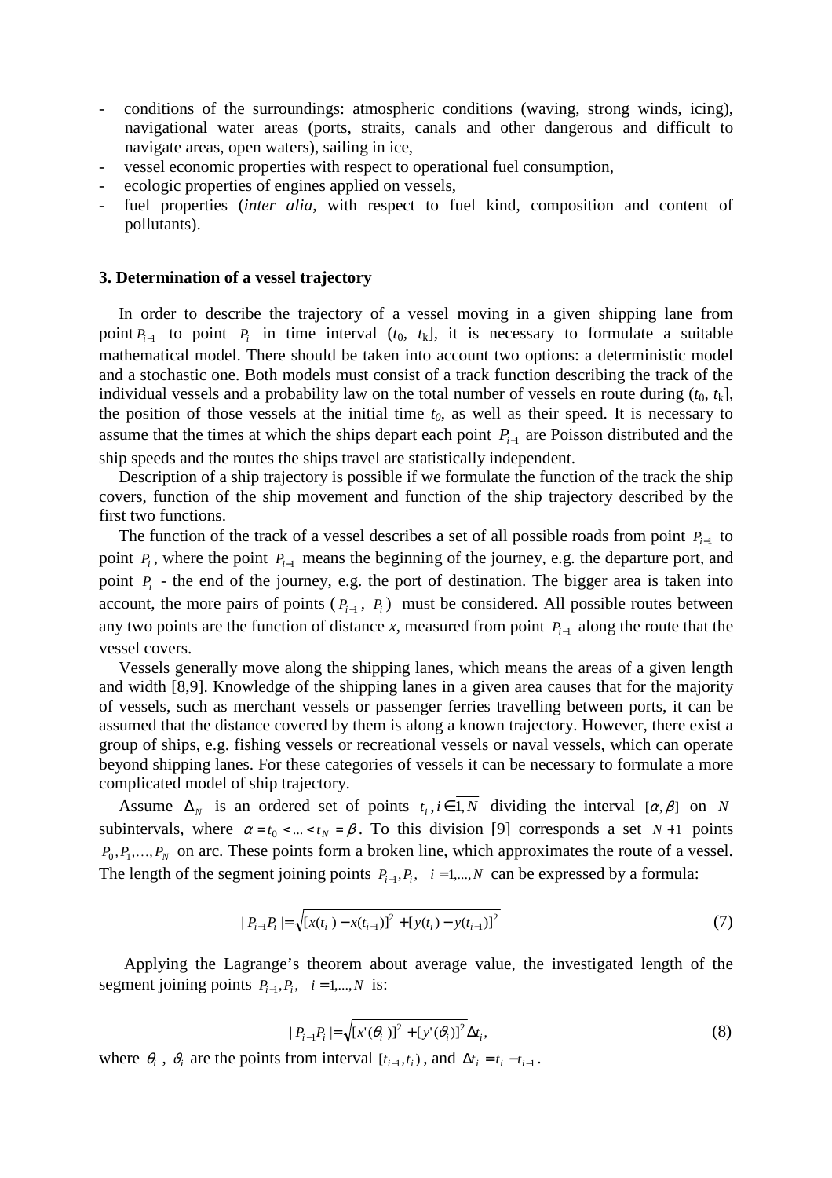- conditions of the surroundings: atmospheric conditions (waving, strong winds, icing), navigational water areas (ports, straits, canals and other dangerous and difficult to navigate areas, open waters), sailing in ice,
- vessel economic properties with respect to operational fuel consumption,
- ecologic properties of engines applied on vessels,
- fuel properties (*inter alia*, with respect to fuel kind, composition and content of pollutants).

## 3. Determination of a vessel trajectory

In order to describe the trajectory of a vessel moving in a given shipping lane from point $P_{i-1}$ to point $P_i$ in time interval ($t_0$, $t_k$], it is necessary to formulate a suitable mathematical model. There should be taken into account two options: a deterministic model and a stochastic one. Both models must consist of a track function describing the track of the individual vessels and a probability law on the total number of vessels en route during ($t_0$, $t_k$], the position of those vessels at the initial time $t_0$, as well as their speed. It is necessary to assume that the times at which the ships depart each point $P_{i-1}$ are Poisson distributed and the ship speeds and the routes the ships travel are statistically independent.

Description of a ship trajectory is possible if we formulate the function of the track the ship covers, function of the ship movement and function of the ship trajectory described by the first two functions.

The function of the track of a vessel describes a set of all possible roads from point $P_{i-1}$ to point $P_i$, where the point $P_{i-1}$ means the beginning of the journey, e.g. the departure port, and point $P_i$ - the end of the journey, e.g. the port of destination. The bigger area is taken into account, the more pairs of points ($P_{i-1}$, $P_i$) must be considered. All possible routes between any two points are the function of distance *x*, measured from point $P_{i-1}$ along the route that the vessel covers.

Vessels generally move along the shipping lanes, which means the areas of a given length and width [8,9]. Knowledge of the shipping lanes in a given area causes that for the majority of vessels, such as merchant vessels or passenger ferries travelling between ports, it can be assumed that the distance covered by them is along a known trajectory. However, there exist a group of ships, e.g. fishing vessels or recreational vessels or naval vessels, which can operate beyond shipping lanes. For these categories of vessels it can be necessary to formulate a more complicated model of ship trajectory.

Assume $\Delta_N$ is an ordered set of points $t_i, i \in \overline{1,N}$ dividing the interval $[\alpha,\beta]$ on $N$ subintervals, where $\alpha = t_0 < \ldots < t_N = \beta$. To this division [9] corresponds a set $N+1$ points $P_0, P_1, \ldots, P_N$ on arc. These points form a broken line, which approximates the route of a vessel. The length of the segment joining points $P_{i-1}, P_i, \quad i = 1, \ldots, N$ can be expressed by a formula:

$$|P_{i-1}P_i| = \sqrt{[x(t_i) - x(t_{i-1})]^2 + [y(t_i) - y(t_{i-1})]^2} \tag{7}$$

Applying the Lagrange's theorem about average value, the investigated length of the segment joining points $P_{i-1}, P_i, \quad i = 1, \ldots, N$ is:

$$|P_{i-1}P_i| = \sqrt{[x'(\theta_i)]^2 + [y'(\vartheta_i)]^2}\,\Delta t_i, \tag{8}$$

where $\theta_i$, $\vartheta_i$ are the points from interval $[t_{i-1}, t_i)$, and $\Delta t_i = t_i - t_{i-1}$.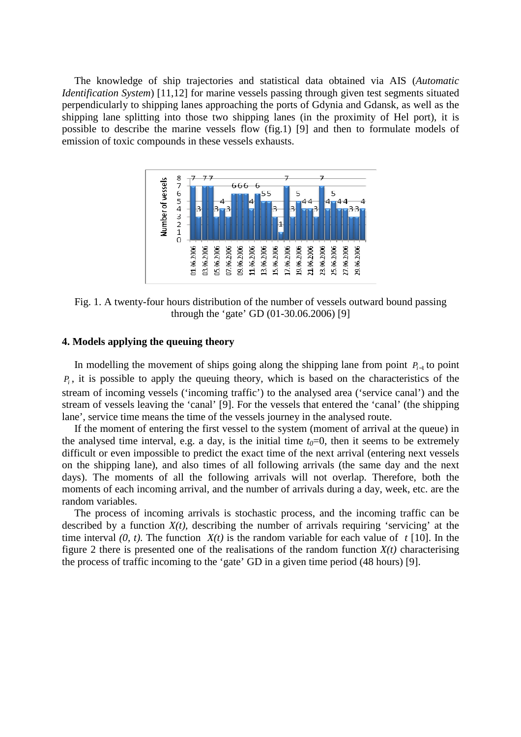The knowledge of ship trajectories and statistical data obtained via AIS (*Automatic Identification System*) [11,12] for marine vessels passing through given test segments situated perpendicularly to shipping lanes approaching the ports of Gdynia and Gdansk, as well as the shipping lane splitting into those two shipping lanes (in the proximity of Hel port), it is possible to describe the marine vessels flow (fig.1) [9] and then to formulate models of emission of toxic compounds in these vessels exhausts.

Fig. 1. A twenty-four hours distribution of the number of vessels outward bound passing through the 'gate' GD (01-30.06.2006) [9]

### 4. Models applying the queuing theory

In modelling the movement of ships going along the shipping lane from point $P_{i-1}$ to point $P_i$, it is possible to apply the queuing theory, which is based on the characteristics of the stream of incoming vessels ('incoming traffic') to the analysed area ('service canal') and the stream of vessels leaving the 'canal' [9]. For the vessels that entered the 'canal' (the shipping lane', service time means the time of the vessels journey in the analysed route.

If the moment of entering the first vessel to the system (moment of arrival at the queue) in the analysed time interval, e.g. a day, is the initial time $t_0$=0, then it seems to be extremely difficult or even impossible to predict the exact time of the next arrival (entering next vessels on the shipping lane), and also times of all following arrivals (the same day and the next days). The moments of all the following arrivals will not overlap. Therefore, both the moments of each incoming arrival, and the number of arrivals during a day, week, etc. are the random variables.

The process of incoming arrivals is stochastic process, and the incoming traffic can be described by a function $X(t)$, describing the number of arrivals requiring 'servicing' at the time interval $(0, t)$. The function $X(t)$ is the random variable for each value of $t$ [10]. In the figure 2 there is presented one of the realisations of the random function $X(t)$ characterising the process of traffic incoming to the 'gate' GD in a given time period (48 hours) [9].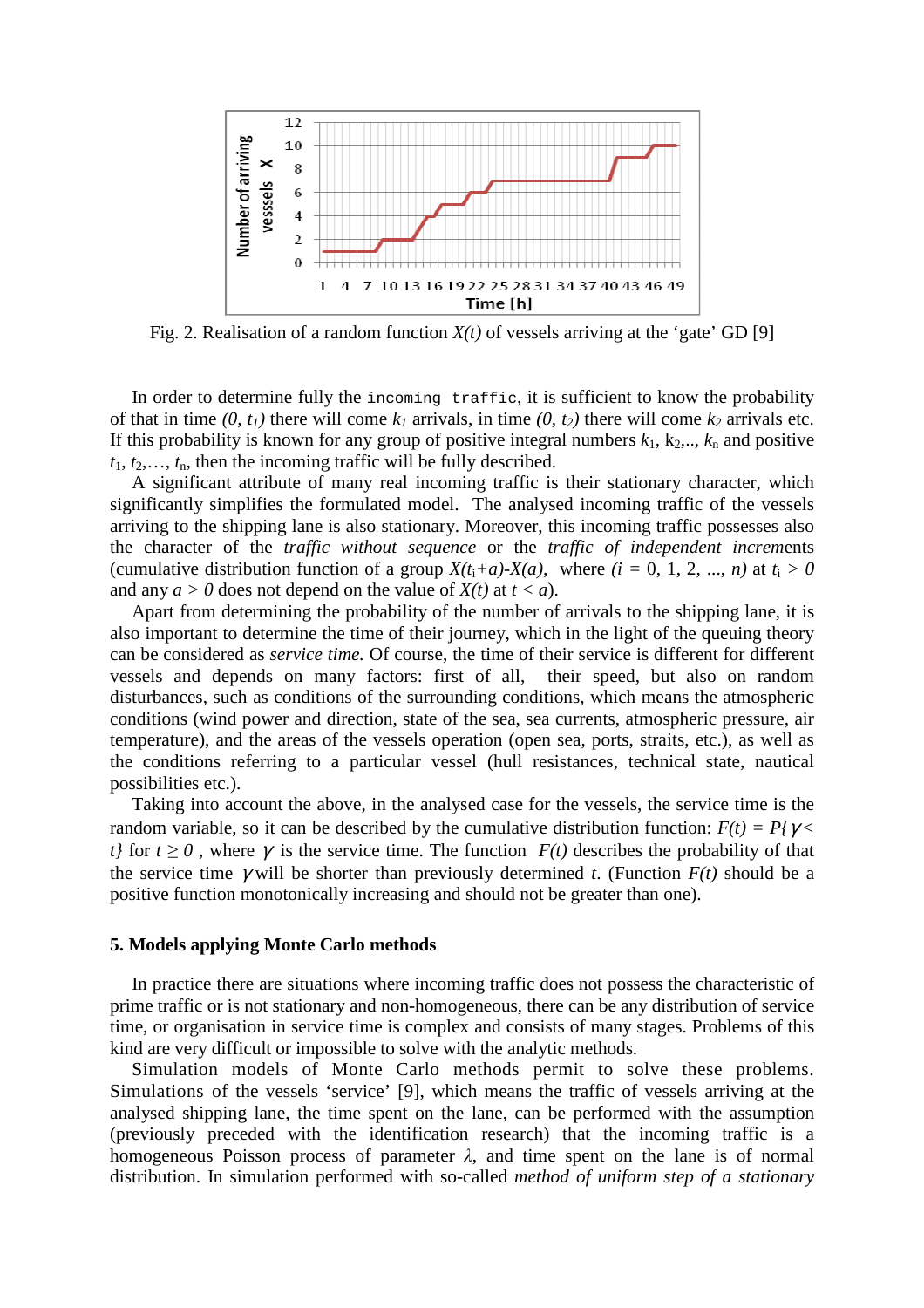Fig. 2. Realisation of a random function $X(t)$ of vessels arriving at the 'gate' GD [9]

In order to determine fully the `incoming traffic`, it is sufficient to know the probability of that in time $(0, t_1)$ there will come $k_1$ arrivals, in time $(0, t_2)$ there will come $k_2$ arrivals etc. If this probability is known for any group of positive integral numbers $k_1$, $k_2$,.., $k_n$ and positive $t_1$, $t_2$,…, $t_n$, then the incoming traffic will be fully described.

A significant attribute of many real incoming traffic is their stationary character, which significantly simplifies the formulated model. The analysed incoming traffic of the vessels arriving to the shipping lane is also stationary. Moreover, this incoming traffic possesses also the character of the *traffic without sequence* or the *traffic of independent increments* (cumulative distribution function of a group $X(t_i+a)$-$X(a)$, where $(i = 0, 1, 2, ..., n)$ at $t_i > 0$ and any $a > 0$ does not depend on the value of $X(t)$ at $t < a$).

Apart from determining the probability of the number of arrivals to the shipping lane, it is also important to determine the time of their journey, which in the light of the queuing theory can be considered as *service time*. Of course, the time of their service is different for different vessels and depends on many factors: first of all, their speed, but also on random disturbances, such as conditions of the surrounding conditions, which means the atmospheric conditions (wind power and direction, state of the sea, sea currents, atmospheric pressure, air temperature), and the areas of the vessels operation (open sea, ports, straits, etc.), as well as the conditions referring to a particular vessel (hull resistances, technical state, nautical possibilities etc.).

Taking into account the above, in the analysed case for the vessels, the service time is the random variable, so it can be described by the cumulative distribution function: $F(t) = P\{\gamma < t\}$ for $t \geq 0$ , where $\gamma$ is the service time. The function $F(t)$ describes the probability of that the service time $\gamma$ will be shorter than previously determined $t$. (Function $F(t)$ should be a positive function monotonically increasing and should not be greater than one).

### 5. Models applying Monte Carlo methods

In practice there are situations where incoming traffic does not possess the characteristic of prime traffic or is not stationary and non-homogeneous, there can be any distribution of service time, or organisation in service time is complex and consists of many stages. Problems of this kind are very difficult or impossible to solve with the analytic methods.

Simulation models of Monte Carlo methods permit to solve these problems. Simulations of the vessels 'service' [9], which means the traffic of vessels arriving at the analysed shipping lane, the time spent on the lane, can be performed with the assumption (previously preceded with the identification research) that the incoming traffic is a homogeneous Poisson process of parameter $\lambda$, and time spent on the lane is of normal distribution. In simulation performed with so-called *method of uniform step of a stationary*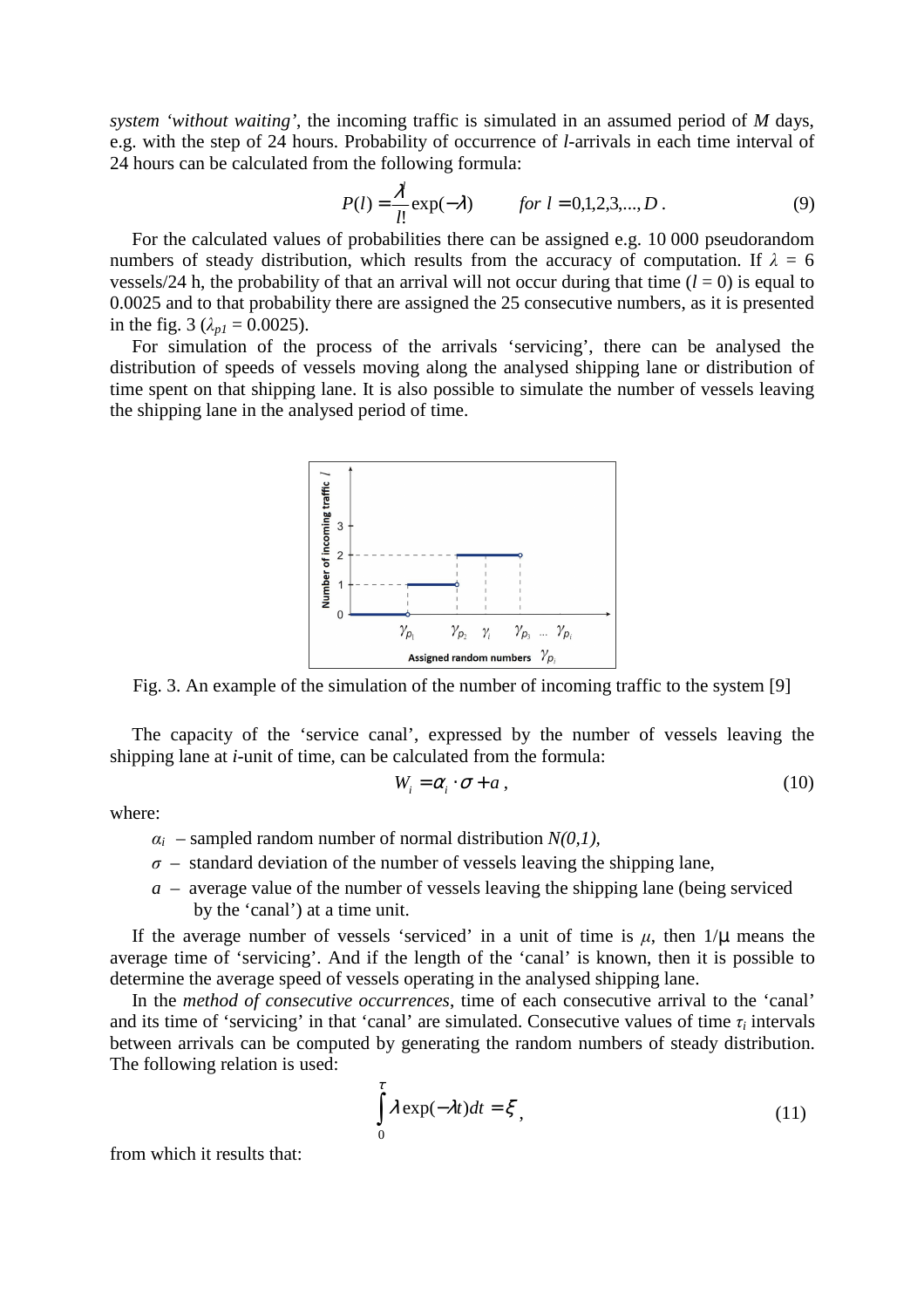*system 'without waiting'*, the incoming traffic is simulated in an assumed period of $M$ days, e.g. with the step of 24 hours. Probability of occurrence of $l$-arrivals in each time interval of 24 hours can be calculated from the following formula:

$$P(l) = \frac{\lambda^l}{l!}\exp(-\lambda) \qquad \text{for } l = 0,1,2,3,...,D\,. \tag{9}$$

For the calculated values of probabilities there can be assigned e.g. 10 000 pseudorandom numbers of steady distribution, which results from the accuracy of computation. If $\lambda = 6$ vessels/24 h, the probability of that an arrival will not occur during that time ($l = 0$) is equal to 0.0025 and to that probability there are assigned the 25 consecutive numbers, as it is presented in the fig. 3 ($\lambda_{p1} = 0.0025$).

For simulation of the process of the arrivals 'servicing', there can be analysed the distribution of speeds of vessels moving along the analysed shipping lane or distribution of time spent on that shipping lane. It is also possible to simulate the number of vessels leaving the shipping lane in the analysed period of time.

Fig. 3. An example of the simulation of the number of incoming traffic to the system [9]

The capacity of the 'service canal', expressed by the number of vessels leaving the shipping lane at $i$-unit of time, can be calculated from the formula:

$$W_i = \alpha_i \cdot \sigma + a\,, \tag{10}$$

where:

- $\alpha_i$ – sampled random number of normal distribution $N(0,1)$,
- $\sigma$ – standard deviation of the number of vessels leaving the shipping lane,
- $a$ – average value of the number of vessels leaving the shipping lane (being serviced by the 'canal') at a time unit.

If the average number of vessels 'serviced' in a unit of time is $\mu$, then $1/\mu$ means the average time of 'servicing'. And if the length of the 'canal' is known, then it is possible to determine the average speed of vessels operating in the analysed shipping lane.

In the *method of consecutive occurrences*, time of each consecutive arrival to the 'canal' and its time of 'servicing' in that 'canal' are simulated. Consecutive values of time $\tau_i$ intervals between arrivals can be computed by generating the random numbers of steady distribution. The following relation is used:

$$\int_0^{\tau} \lambda \exp(-\lambda t)dt = \xi\,, \tag{11}$$

from which it results that: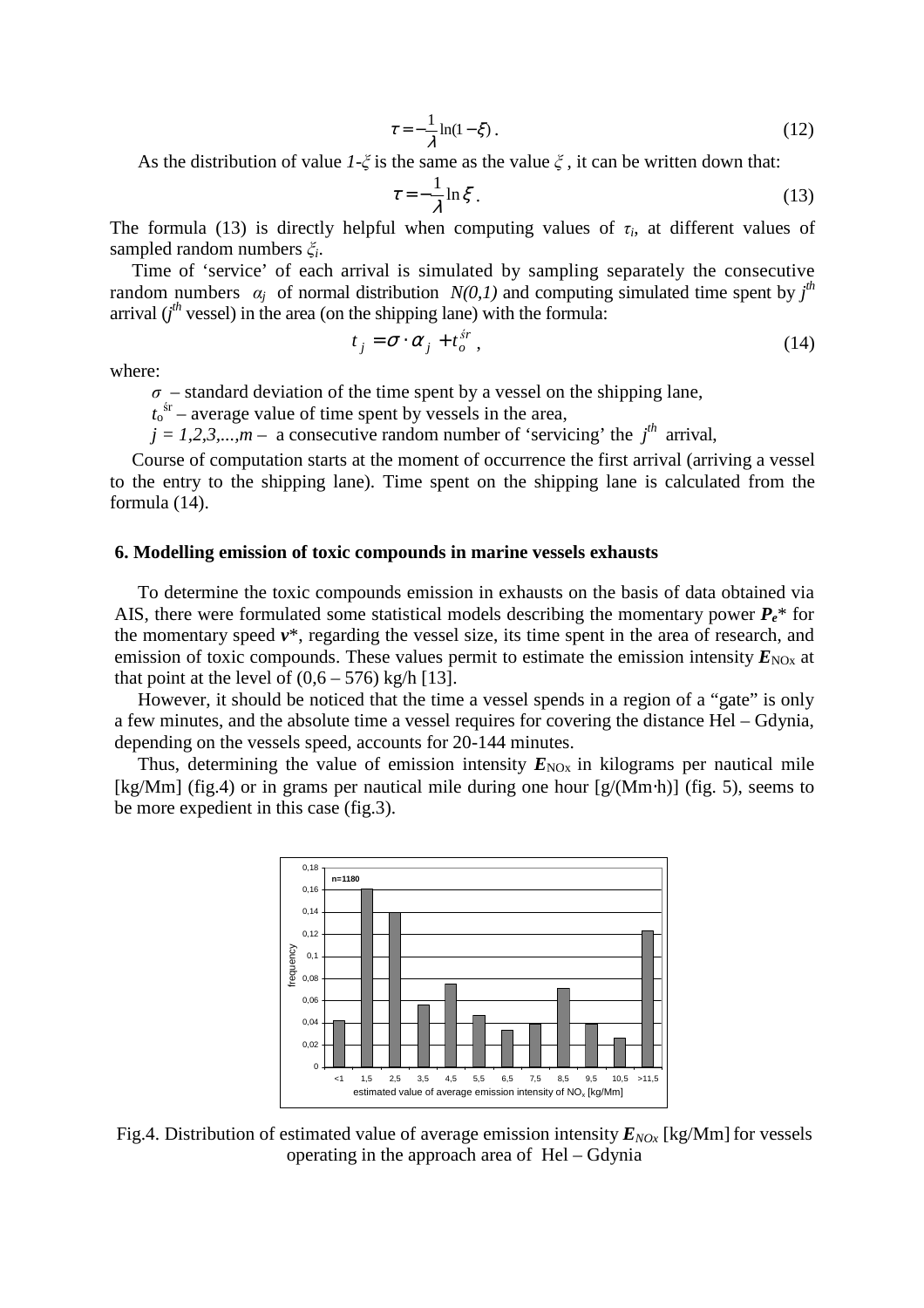$$\tau = -\frac{1}{\lambda}\ln(1-\xi)\,. \tag{12}$$

As the distribution of value $1$-$\xi$ is the same as the value $\xi$, it can be written down that:

$$\tau = -\frac{1}{\lambda}\ln \xi\,. \tag{13}$$

The formula (13) is directly helpful when computing values of $\tau_i$, at different values of sampled random numbers $\xi_i$.

Time of 'service' of each arrival is simulated by sampling separately the consecutive random numbers $\alpha_j$ of normal distribution $N(0,1)$ and computing simulated time spent by $j^{th}$ arrival ($j^{th}$ vessel) in the area (on the shipping lane) with the formula:

$$t_j = \sigma \cdot \alpha_j + t_o^{śr}\,, \tag{14}$$

where:

- $\sigma$ – standard deviation of the time spent by a vessel on the shipping lane,
- $t_o^{śr}$ – average value of time spent by vessels in the area,
- $j = 1,2,3,...,m$ – a consecutive random number of 'servicing' the $j^{th}$ arrival,

Course of computation starts at the moment of occurrence the first arrival (arriving a vessel to the entry to the shipping lane). Time spent on the shipping lane is calculated from the formula (14).

## 6. Modelling emission of toxic compounds in marine vessels exhausts

To determine the toxic compounds emission in exhausts on the basis of data obtained via AIS, there were formulated some statistical models describing the momentary power $P_e$* for the momentary speed $v$*, regarding the vessel size, its time spent in the area of research, and emission of toxic compounds. These values permit to estimate the emission intensity $E_{NOx}$ at that point at the level of (0,6 – 576) kg/h [13].

However, it should be noticed that the time a vessel spends in a region of a "gate" is only a few minutes, and the absolute time a vessel requires for covering the distance Hel – Gdynia, depending on the vessels speed, accounts for 20-144 minutes.

Thus, determining the value of emission intensity $E_{NOx}$ in kilograms per nautical mile [kg/Mm] (fig.4) or in grams per nautical mile during one hour [g/(Mm·h)] (fig. 5), seems to be more expedient in this case (fig.3).

Fig.4. Distribution of estimated value of average emission intensity $E_{NOx}$ [kg/Mm] for vessels operating in the approach area of Hel – Gdynia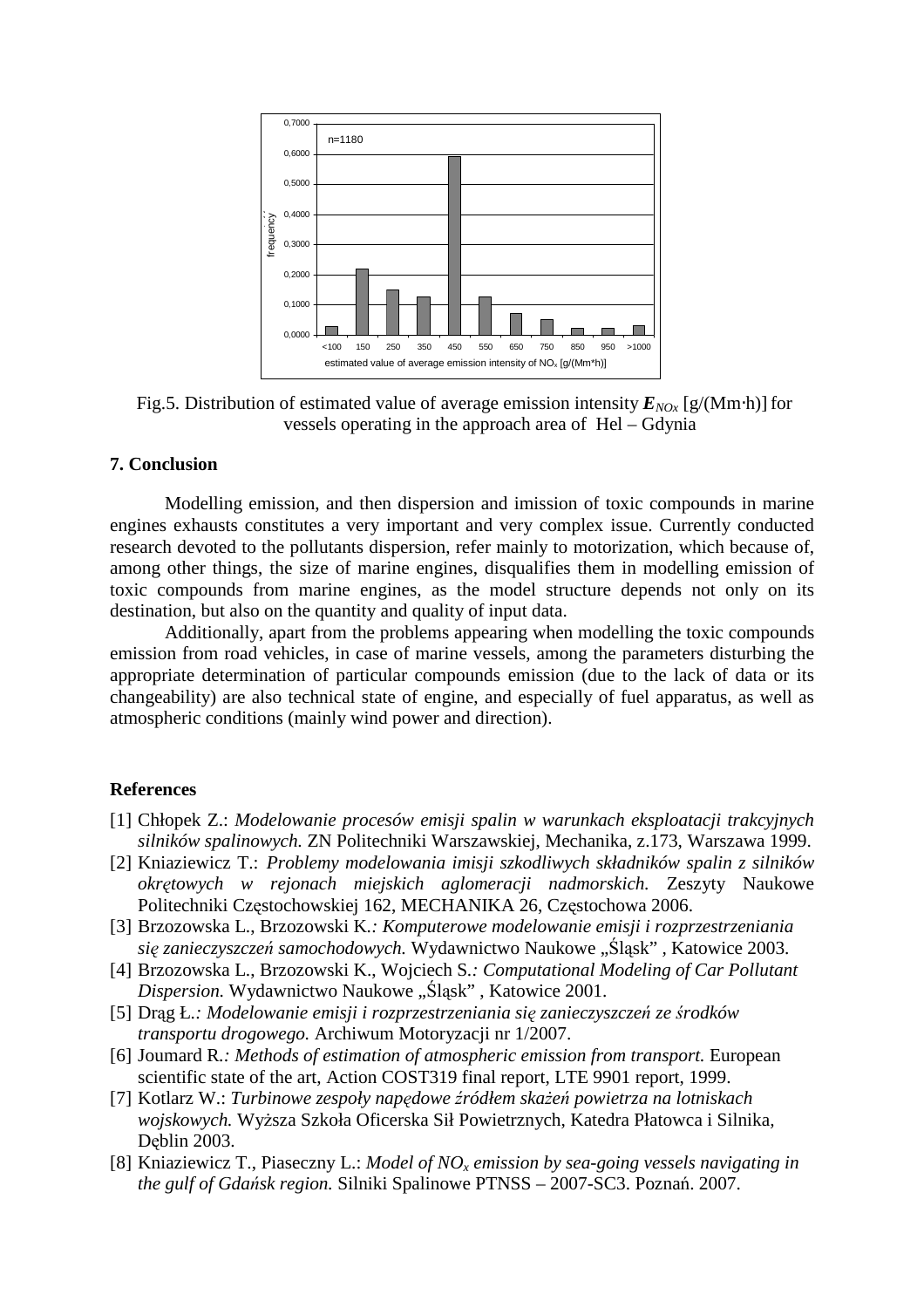Fig.5. Distribution of estimated value of average emission intensity $E_{NOx}$ [g/(Mm·h)] for vessels operating in the approach area of Hel – Gdynia

### 7. Conclusion

Modelling emission, and then dispersion and imission of toxic compounds in marine engines exhausts constitutes a very important and very complex issue. Currently conducted research devoted to the pollutants dispersion, refer mainly to motorization, which because of, among other things, the size of marine engines, disqualifies them in modelling emission of toxic compounds from marine engines, as the model structure depends not only on its destination, but also on the quantity and quality of input data.

Additionally, apart from the problems appearing when modelling the toxic compounds emission from road vehicles, in case of marine vessels, among the parameters disturbing the appropriate determination of particular compounds emission (due to the lack of data or its changeability) are also technical state of engine, and especially of fuel apparatus, as well as atmospheric conditions (mainly wind power and direction).

### References

[1] Chłopek Z.: *Modelowanie procesów emisji spalin w warunkach eksploatacji trakcyjnych silników spalinowych.* ZN Politechniki Warszawskiej, Mechanika, z.173, Warszawa 1999.

[2] Kniaziewicz T.: *Problemy modelowania imisji szkodliwych składników spalin z silników okrętowych w rejonach miejskich aglomeracji nadmorskich.* Zeszyty Naukowe Politechniki Częstochowskiej 162, MECHANIKA 26, Częstochowa 2006.

[3] Brzozowska L., Brzozowski K.*: Komputerowe modelowanie emisji i rozprzestrzeniania się zanieczyszczeń samochodowych.* Wydawnictwo Naukowe „Śląsk" , Katowice 2003.

[4] Brzozowska L., Brzozowski K., Wojciech S.*: Computational Modeling of Car Pollutant Dispersion.* Wydawnictwo Naukowe „Śląsk" , Katowice 2001.

[5] Drąg Ł.*: Modelowanie emisji i rozprzestrzeniania się zanieczyszczeń ze środków transportu drogowego.* Archiwum Motoryzacji nr 1/2007.

[6] Joumard R.*: Methods of estimation of atmospheric emission from transport.* European scientific state of the art, Action COST319 final report, LTE 9901 report, 1999.

[7] Kotlarz W.: *Turbinowe zespoły napędowe źródłem skażeń powietrza na lotniskach wojskowych.* Wyższa Szkoła Oficerska Sił Powietrznych, Katedra Płatowca i Silnika, Dęblin 2003.

[8] Kniaziewicz T., Piaseczny L.: *Model of $NO_x$ emission by sea-going vessels navigating in the gulf of Gdańsk region.* Silniki Spalinowe PTNSS – 2007-SC3. Poznań. 2007.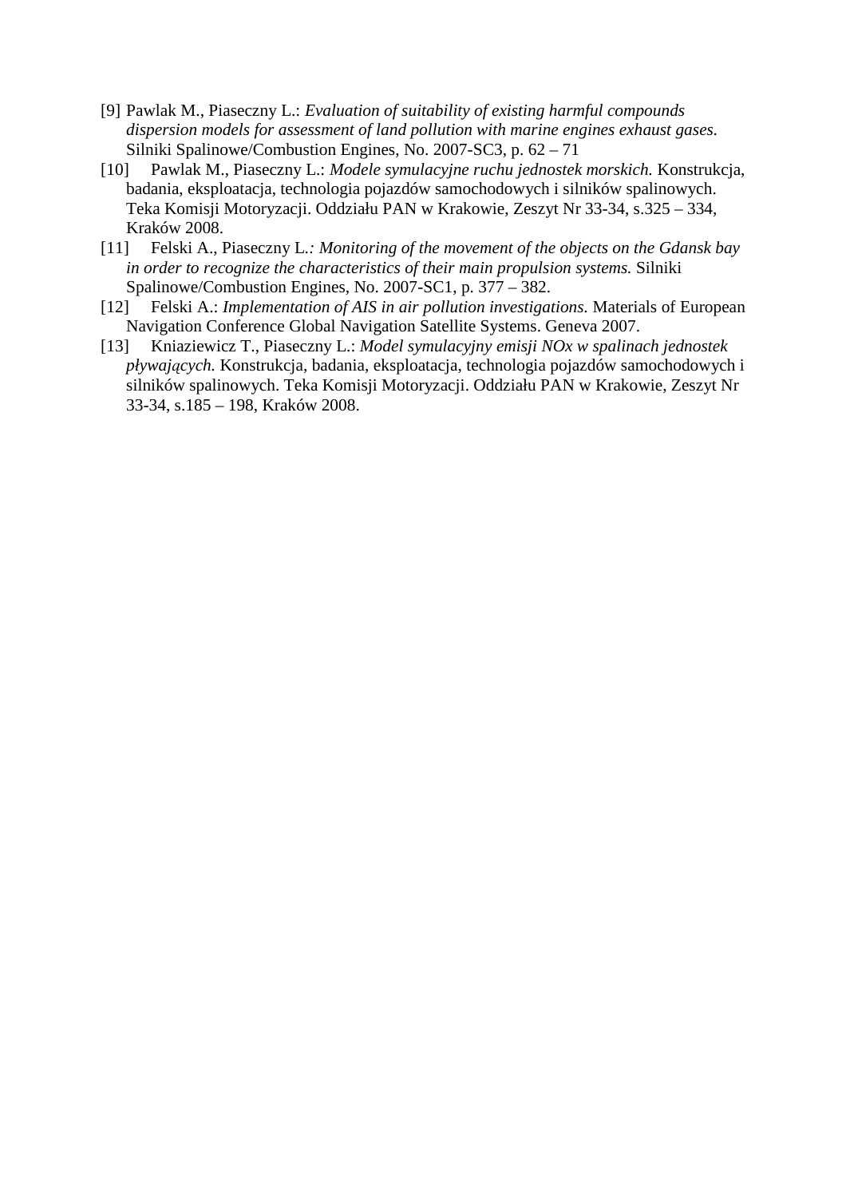[9] Pawlak M., Piaseczny L.: *Evaluation of suitability of existing harmful compounds dispersion models for assessment of land pollution with marine engines exhaust gases.* Silniki Spalinowe/Combustion Engines, No. 2007-SC3, p. 62 – 71

[10] Pawlak M., Piaseczny L.: *Modele symulacyjne ruchu jednostek morskich.* Konstrukcja, badania, eksploatacja, technologia pojazdów samochodowych i silników spalinowych. Teka Komisji Motoryzacji. Oddziału PAN w Krakowie, Zeszyt Nr 33-34, s.325 – 334, Kraków 2008.

[11] Felski A., Piaseczny L.*: Monitoring of the movement of the objects on the Gdansk bay in order to recognize the characteristics of their main propulsion systems.* Silniki Spalinowe/Combustion Engines, No. 2007-SC1, p. 377 – 382.

[12] Felski A.: *Implementation of AIS in air pollution investigations.* Materials of European Navigation Conference Global Navigation Satellite Systems. Geneva 2007.

[13] Kniaziewicz T., Piaseczny L.: *Model symulacyjny emisji NOx w spalinach jednostek pływających.* Konstrukcja, badania, eksploatacja, technologia pojazdów samochodowych i silników spalinowych. Teka Komisji Motoryzacji. Oddziału PAN w Krakowie, Zeszyt Nr 33-34, s.185 – 198, Kraków 2008.